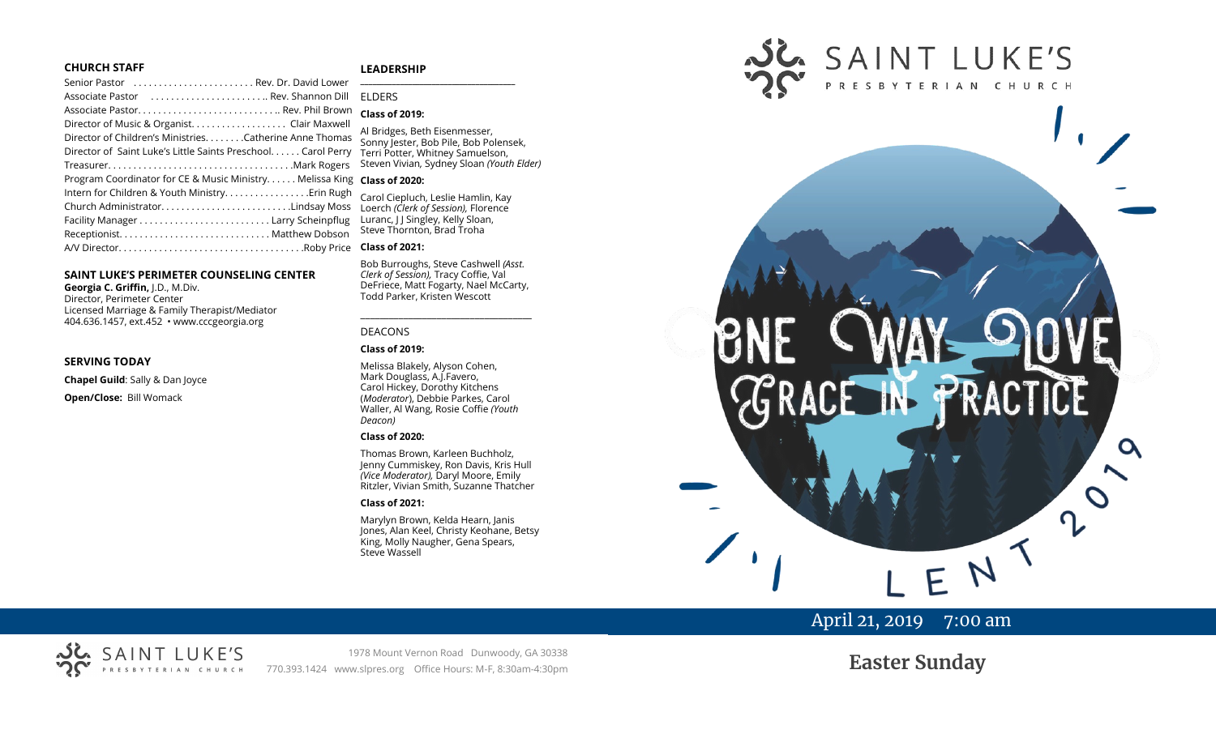## CHURCH STAFF

Senior Pastor ........................ Rev. Dr. David Lower
Associate Pastor ........................ Rev. Shannon Dill
Associate Pastor............................ Rev. Phil Brown
Director of Music & Organist.................. Clair Maxwell
Director of Children's Ministries........Catherine Anne Thomas
Director of Saint Luke's Little Saints Preschool...... Carol Perry
Treasurer.....................................Mark Rogers
Program Coordinator for CE & Music Ministry...... Melissa King
Intern for Children & Youth Ministry.................Erin Rugh
Church Administrator..........................Lindsay Moss
Facility Manager .......................... Larry Scheinpflug
Receptionist.............................. Matthew Dobson
A/V Director....................................Roby Price

## SAINT LUKE'S PERIMETER COUNSELING CENTER

**Georgia C. Griffin,** J.D., M.Div.
Director, Perimeter Center
Licensed Marriage & Family Therapist/Mediator
404.636.1457, ext.452 • www.cccgeorgia.org

## SERVING TODAY

**Chapel Guild**: Sally & Dan Joyce

**Open/Close:** Bill Womack

## LEADERSHIP

ELDERS

**Class of 2019:**

Al Bridges, Beth Eisenmesser, Sonny Jester, Bob Pile, Bob Polensek, Terri Potter, Whitney Samuelson, Steven Vivian, Sydney Sloan *(Youth Elder)*

**Class of 2020:**

Carol Ciepluch, Leslie Hamlin, Kay Loerch *(Clerk of Session),* Florence Luranc, J J Singley, Kelly Sloan, Steve Thornton, Brad Troha

**Class of 2021:**

Bob Burroughs, Steve Cashwell *(Asst. Clerk of Session),* Tracy Coffie, Val DeFriece, Matt Fogarty, Nael McCarty, Todd Parker, Kristen Wescott

DEACONS

**Class of 2019:**

Melissa Blakely, Alyson Cohen, Mark Douglass, A.J.Favero, Carol Hickey, Dorothy Kitchens (*Moderator*), Debbie Parkes, Carol Waller, Al Wang, Rosie Coffie *(Youth Deacon)*

**Class of 2020:**

Thomas Brown, Karleen Buchholz, Jenny Cummiskey, Ron Davis, Kris Hull *(Vice Moderator),* Daryl Moore, Emily Ritzler, Vivian Smith, Suzanne Thatcher

**Class of 2021:**

Marylyn Brown, Kelda Hearn, Janis Jones, Alan Keel, Christy Keohane, Betsy King, Molly Naugher, Gena Spears, Steve Wassell

SAINT LUKE'S PRESBYTERIAN CHURCH
1978 Mount Vernon Road Dunwoody, GA 30338
770.393.1424 www.slpres.org Office Hours: M-F, 8:30am-4:30pm

# SAINT LUKE'S PRESBYTERIAN CHURCH

ONE WAY LOVE
GRACE IN PRACTICE
LENT 2019

April 21, 2019 7:00 am

# Easter Sunday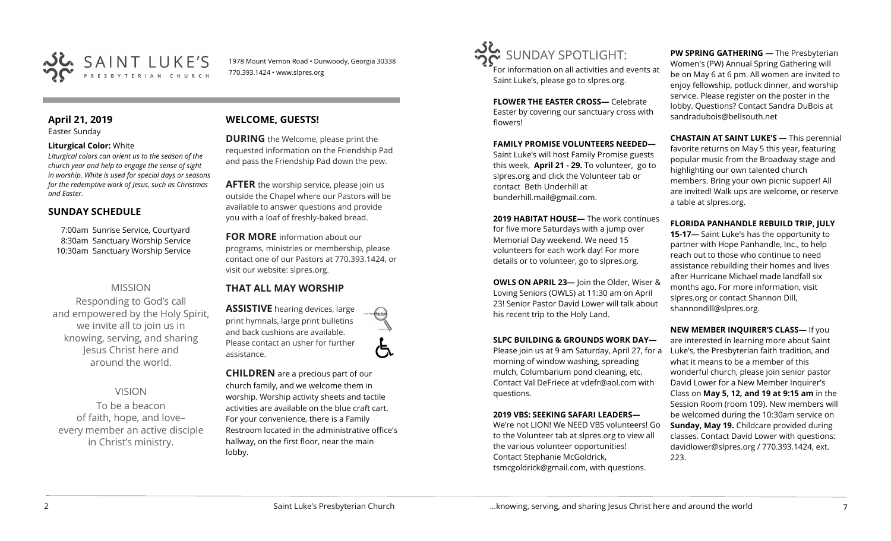# SAINT LUKE'S PRESBYTERIAN CHURCH

1978 Mount Vernon Road • Dunwoody, Georgia 30338
770.393.1424 • www.slpres.org

## April 21, 2019

Easter Sunday

**Liturgical Color:** White

*Liturgical colors can orient us to the season of the church year and help to engage the sense of sight in worship. White is used for special days or seasons for the redemptive work of Jesus, such as Christmas and Easter.*

## SUNDAY SCHEDULE

7:00am Sunrise Service, Courtyard
8:30am Sanctuary Worship Service
10:30am Sanctuary Worship Service

### MISSION

Responding to God's call and empowered by the Holy Spirit, we invite all to join us in knowing, serving, and sharing Jesus Christ here and around the world.

### VISION

To be a beacon of faith, hope, and love– every member an active disciple in Christ's ministry.

## WELCOME, GUESTS!

**DURING** the Welcome, please print the requested information on the Friendship Pad and pass the Friendship Pad down the pew.

**AFTER** the worship service, please join us outside the Chapel where our Pastors will be available to answer questions and provide you with a loaf of freshly-baked bread.

**FOR MORE** information about our programs, ministries or membership, please contact one of our Pastors at 770.393.1424, or visit our website: slpres.org.

## THAT ALL MAY WORSHIP

**ASSISTIVE** hearing devices, large print hymnals, large print bulletins and back cushions are available. Please contact an usher for further assistance.

**CHILDREN** are a precious part of our church family, and we welcome them in worship. Worship activity sheets and tactile activities are available on the blue craft cart. For your convenience, there is a Family Restroom located in the administrative office's hallway, on the first floor, near the main lobby.

## SUNDAY SPOTLIGHT:

For information on all activities and events at Saint Luke's, please go to slpres.org.

**FLOWER THE EASTER CROSS—** Celebrate Easter by covering our sanctuary cross with flowers!

**FAMILY PROMISE VOLUNTEERS NEEDED—** Saint Luke's will host Family Promise guests this week, **April 21 - 29.** To volunteer, go to slpres.org and click the Volunteer tab or contact Beth Underhill at bunderhill.mail@gmail.com.

**2019 HABITAT HOUSE—** The work continues for five more Saturdays with a jump over Memorial Day weekend. We need 15 volunteers for each work day! For more details or to volunteer, go to slpres.org.

**OWLS ON APRIL 23—** Join the Older, Wiser & Loving Seniors (OWLS) at 11:30 am on April 23! Senior Pastor David Lower will talk about his recent trip to the Holy Land.

**SLPC BUILDING & GROUNDS WORK DAY—** Please join us at 9 am Saturday, April 27, for a morning of window washing, spreading mulch, Columbarium pond cleaning, etc. Contact Val DeFriece at vdefr@aol.com with questions.

**2019 VBS: SEEKING SAFARI LEADERS—** We're not LION! We NEED VBS volunteers! Go to the Volunteer tab at slpres.org to view all the various volunteer opportunities! Contact Stephanie McGoldrick, tsmcgoldrick@gmail.com, with questions.

**PW SPRING GATHERING —** The Presbyterian Women's (PW) Annual Spring Gathering will be on May 6 at 6 pm. All women are invited to enjoy fellowship, potluck dinner, and worship service. Please register on the poster in the lobby. Questions? Contact Sandra DuBois at sandradubois@bellsouth.net

**CHASTAIN AT SAINT LUKE'S —** This perennial favorite returns on May 5 this year, featuring popular music from the Broadway stage and highlighting our own talented church members. Bring your own picnic supper! All are invited! Walk ups are welcome, or reserve a table at slpres.org.

**FLORIDA PANHANDLE REBUILD TRIP, JULY 15-17—** Saint Luke's has the opportunity to partner with Hope Panhandle, Inc., to help reach out to those who continue to need assistance rebuilding their homes and lives after Hurricane Michael made landfall six months ago. For more information, visit slpres.org or contact Shannon Dill, shannondill@slpres.org.

**NEW MEMBER INQUIRER'S CLASS—** If you are interested in learning more about Saint Luke's, the Presbyterian faith tradition, and what it means to be a member of this wonderful church, please join senior pastor David Lower for a New Member Inquirer's Class on **May 5, 12, and 19 at 9:15 am** in the Session Room (room 109). New members will be welcomed during the 10:30am service on **Sunday, May 19.** Childcare provided during classes. Contact David Lower with questions: davidlower@slpres.org / 770.393.1424, ext. 223.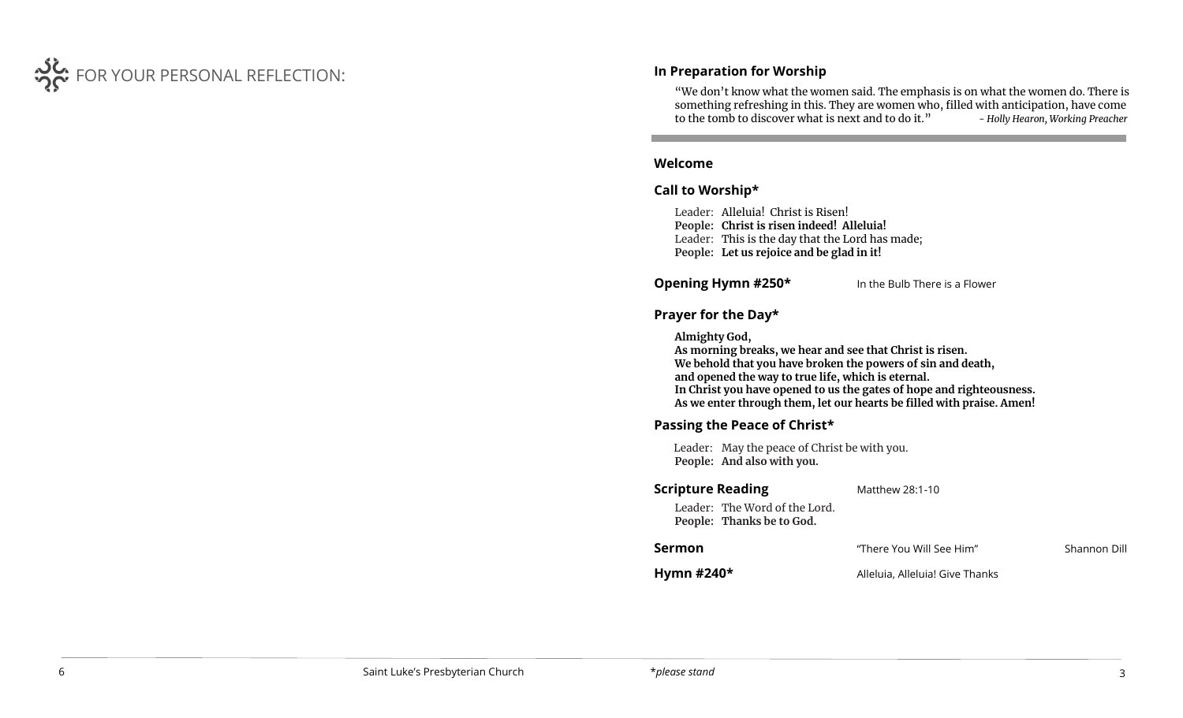FOR YOUR PERSONAL REFLECTION:

## In Preparation for Worship

"We don't know what the women said. The emphasis is on what the women do. There is something refreshing in this. They are women who, filled with anticipation, have come to the tomb to discover what is next and to do it." *- Holly Hearon, Working Preacher*

---

## Welcome

## Call to Worship*

Leader: Alleluia! Christ is Risen!
**People: Christ is risen indeed! Alleluia!**
Leader: This is the day that the Lord has made;
**People: Let us rejoice and be glad in it!**

**Opening Hymn #250*** — In the Bulb There is a Flower

## Prayer for the Day*

**Almighty God,**
**As morning breaks, we hear and see that Christ is risen.**
**We behold that you have broken the powers of sin and death,**
**and opened the way to true life, which is eternal.**
**In Christ you have opened to us the gates of hope and righteousness.**
**As we enter through them, let our hearts be filled with praise. Amen!**

## Passing the Peace of Christ*

Leader: May the peace of Christ be with you.
**People: And also with you.**

**Scripture Reading** — Matthew 28:1-10

Leader: The Word of the Lord.
**People: Thanks be to God.**

**Sermon** — "There You Will See Him" — Shannon Dill

**Hymn #240*** — Alleluia, Alleluia! Give Thanks

Saint Luke's Presbyterian Church

**please stand*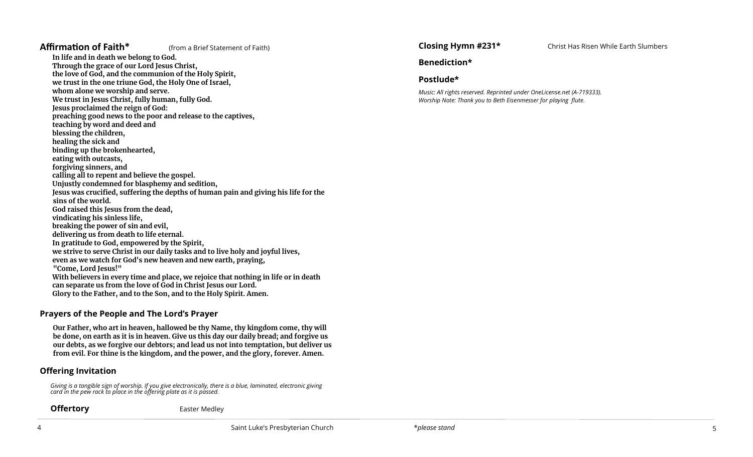## Affirmation of Faith* (from a Brief Statement of Faith)

**In life and in death we belong to God.**
**Through the grace of our Lord Jesus Christ,**
**the love of God, and the communion of the Holy Spirit,**
**we trust in the one triune God, the Holy One of Israel,**
**whom alone we worship and serve.**
**We trust in Jesus Christ, fully human, fully God.**
**Jesus proclaimed the reign of God:**
**preaching good news to the poor and release to the captives,**
**teaching by word and deed and**
**blessing the children,**
**healing the sick and**
**binding up the brokenhearted,**
**eating with outcasts,**
**forgiving sinners, and**
**calling all to repent and believe the gospel.**
**Unjustly condemned for blasphemy and sedition,**
**Jesus was crucified, suffering the depths of human pain and giving his life for the sins of the world.**
**God raised this Jesus from the dead,**
**vindicating his sinless life,**
**breaking the power of sin and evil,**
**delivering us from death to life eternal.**
**In gratitude to God, empowered by the Spirit,**
**we strive to serve Christ in our daily tasks and to live holy and joyful lives,**
**even as we watch for God's new heaven and new earth, praying,**
**"Come, Lord Jesus!"**
**With believers in every time and place, we rejoice that nothing in life or in death can separate us from the love of God in Christ Jesus our Lord.**
**Glory to the Father, and to the Son, and to the Holy Spirit. Amen.**

## Prayers of the People and The Lord's Prayer

**Our Father, who art in heaven, hallowed be thy Name, thy kingdom come, thy will be done, on earth as it is in heaven. Give us this day our daily bread; and forgive us our debts, as we forgive our debtors; and lead us not into temptation, but deliver us from evil. For thine is the kingdom, and the power, and the glory, forever. Amen.**

## Offering Invitation

*Giving is a tangible sign of worship. If you give electronically, there is a blue, laminated, electronic giving card in the pew rack to place in the offering plate as it is passed.*

**Offertory** Easter Medley

## Closing Hymn #231* Christ Has Risen While Earth Slumbers

## Benediction*

## Postlude*

*Music: All rights reserved. Reprinted under OneLicense.net (A-719333).*
*Worship Note: Thank you to Beth Eisenmesser for playing flute.*

**\*please stand**